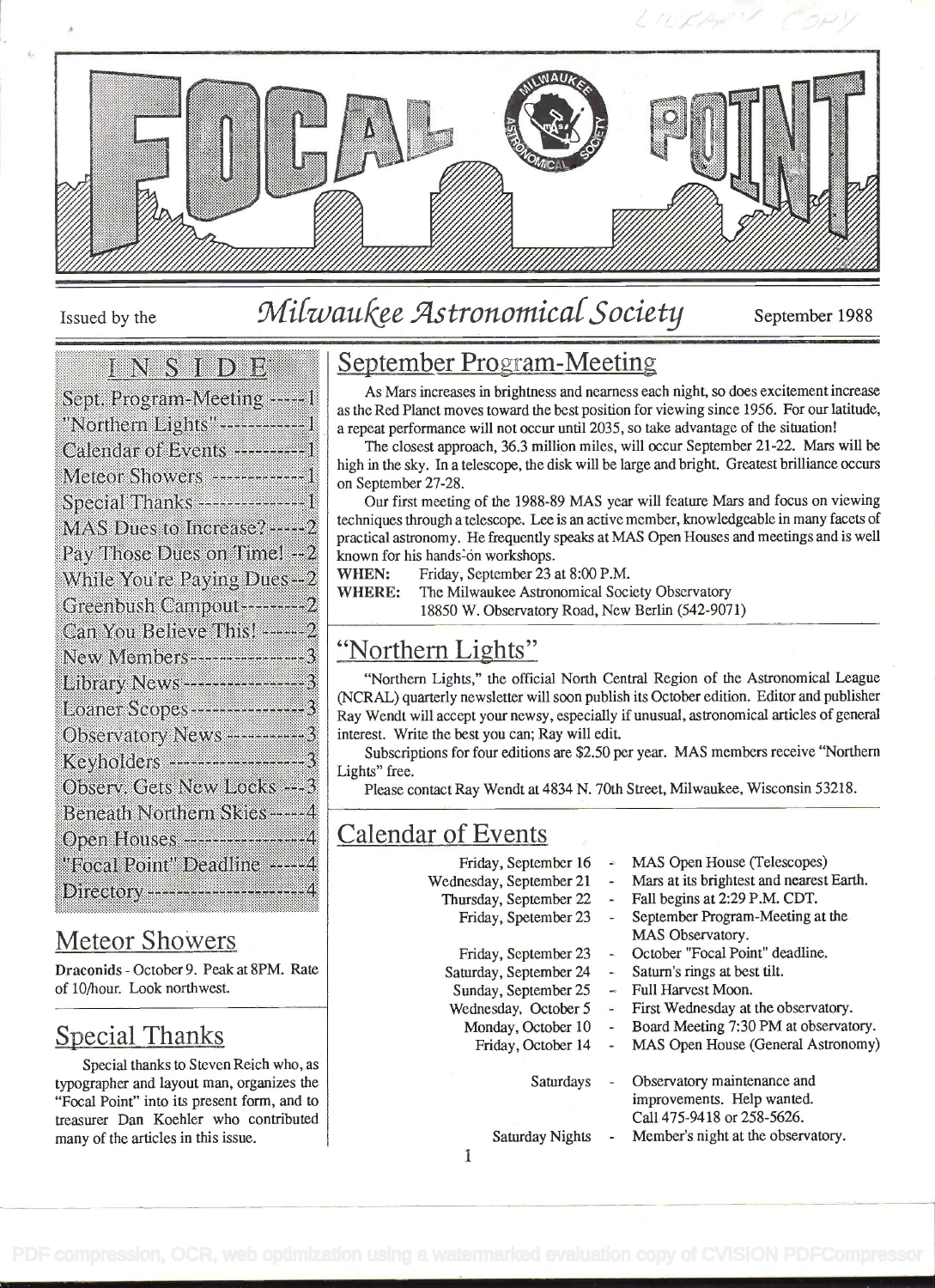# FOCAL POINT

Issued by the **Milwaukee Astronomical Society** September 1988

## INSIDE

- Sept. Program-Meeting ------1
- "Northern Lights" ------------1
- Calendar of Events ----------1
- Meteor Showers ------------1
- Special Thanks ---------------1
- MAS Dues to Increase? ------2
- Pay Those Dues on Time! --2
- While You're Paying Dues--2
- Greenbush Campout---------2
- Can You Believe This! ------2
- New Members-----------------3
- Library News-----------------3
- Loaner Scopes----------------3
- Observatory News -----------3
- Keyholders --------------------3
- Observ. Gets New Locks ---3
- Beneath Northern Skies-----4
- Open Houses -----------------4
- "Focal Point" Deadline -----4
- Directory ----------------------4

## Meteor Showers

**Draconids** - October 9. Peak at 8PM. Rate of 10/hour. Look northwest.

## Special Thanks

Special thanks to Steven Reich who, as typographer and layout man, organizes the "Focal Point" into its present form, and to treasurer Dan Koehler who contributed many of the articles in this issue.

## September Program-Meeting

As Mars increases in brightness and nearness each night, so does excitement increase as the Red Planet moves toward the best position for viewing since 1956. For our latitude, a repeat performance will not occur until 2035, so take advantage of the situation!

The closest approach, 36.3 million miles, will occur September 21-22. Mars will be high in the sky. In a telescope, the disk will be large and bright. Greatest brilliance occurs on September 27-28.

Our first meeting of the 1988-89 MAS year will feature Mars and focus on viewing techniques through a telescope. Lee is an active member, knowledgeable in many facets of practical astronomy. He frequently speaks at MAS Open Houses and meetings and is well known for his hands-on workshops.

**WHEN:** Friday, September 23 at 8:00 P.M.
**WHERE:** The Milwaukee Astronomical Society Observatory
18850 W. Observatory Road, New Berlin (542-9071)

## "Northern Lights"

"Northern Lights," the official North Central Region of the Astronomical League (NCRAL) quarterly newsletter will soon publish its October edition. Editor and publisher Ray Wendt will accept your newsy, especially if unusual, astronomical articles of general interest. Write the best you can; Ray will edit.

Subscriptions for four editions are $2.50 per year. MAS members receive "Northern Lights" free.

Please contact Ray Wendt at 4834 N. 70th Street, Milwaukee, Wisconsin 53218.

## Calendar of Events

| | | |
|---|---|---|
| Friday, September 16 | - | MAS Open House (Telescopes) |
| Wednesday, September 21 | - | Mars at its brightest and nearest Earth. |
| Thursday, September 22 | - | Fall begins at 2:29 P.M. CDT. |
| Friday, Spetember 23 | - | September Program-Meeting at the MAS Observatory. |
| Friday, September 23 | - | October "Focal Point" deadline. |
| Saturday, September 24 | - | Saturn's rings at best tilt. |
| Sunday, September 25 | - | Full Harvest Moon. |
| Wednesday, October 5 | - | First Wednesday at the observatory. |
| Monday, October 10 | - | Board Meeting 7:30 PM at observatory. |
| Friday, October 14 | - | MAS Open House (General Astronomy) |
| Saturdays | - | Observatory maintenance and improvements. Help wanted. Call 475-9418 or 258-5626. |
| Saturday Nights | - | Member's night at the observatory. |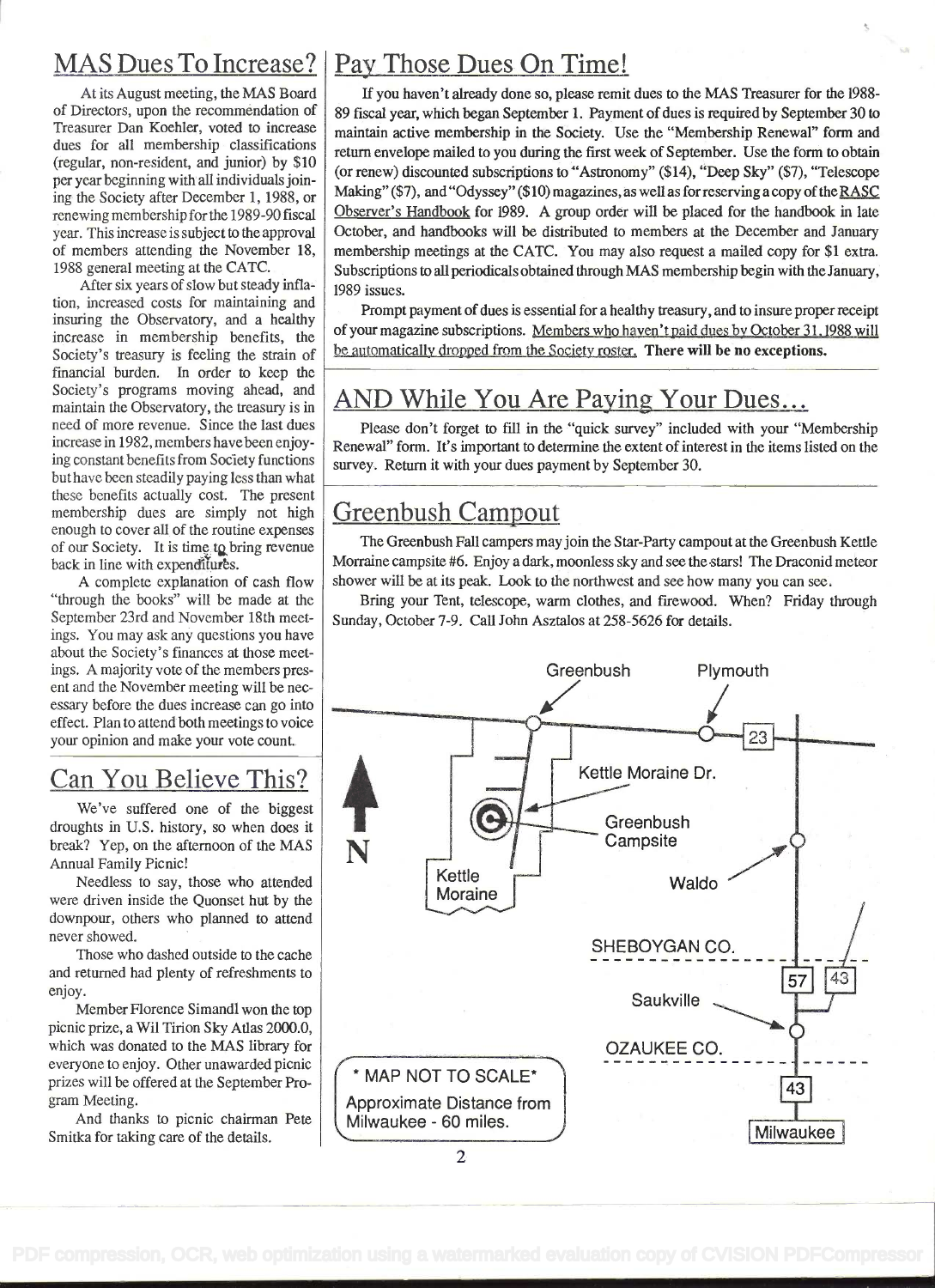## MAS Dues To Increase?

At its August meeting, the MAS Board of Directors, upon the recommendation of Treasurer Dan Koehler, voted to increase dues for all membership classifications (regular, non-resident, and junior) by $10 per year beginning with all individuals joining the Society after December 1, 1988, or renewing membership for the 1989-90 fiscal year. This increase is subject to the approval of members attending the November 18, 1988 general meeting at the CATC.

After six years of slow but steady inflation, increased costs for maintaining and insuring the Observatory, and a healthy increase in membership benefits, the Society's treasury is feeling the strain of financial burden. In order to keep the Society's programs moving ahead, and maintain the Observatory, the treasury is in need of more revenue. Since the last dues increase in 1982, members have been enjoying constant benefits from Society functions but have been steadily paying less than what these benefits actually cost. The present membership dues are simply not high enough to cover all of the routine expenses of our Society. It is time to bring revenue back in line with expenditures.

A complete explanation of cash flow "through the books" will be made at the September 23rd and November 18th meetings. You may ask any questions you have about the Society's finances at those meetings. A majority vote of the members present and the November meeting will be necessary before the dues increase can go into effect. Plan to attend both meetings to voice your opinion and make your vote count.

## Can You Believe This?

We've suffered one of the biggest droughts in U.S. history, so when does it break? Yep, on the afternoon of the MAS Annual Family Picnic!

Needless to say, those who attended were driven inside the Quonset hut by the downpour, others who planned to attend never showed.

Those who dashed outside to the cache and returned had plenty of refreshments to enjoy.

Member Florence Simandl won the top picnic prize, a Wil Tirion Sky Atlas 2000.0, which was donated to the MAS library for everyone to enjoy. Other unawarded picnic prizes will be offered at the September Program Meeting.

And thanks to picnic chairman Pete Smitka for taking care of the details.

## Pay Those Dues On Time!

If you haven't already done so, please remit dues to the MAS Treasurer for the 1988-89 fiscal year, which began September 1. Payment of dues is required by September 30 to maintain active membership in the Society. Use the "Membership Renewal" form and return envelope mailed to you during the first week of September. Use the form to obtain (or renew) discounted subscriptions to "Astronomy" ($14), "Deep Sky" ($7), "Telescope Making" ($7), and "Odyssey" ($10) magazines, as well as for reserving a copy of the RASC Observer's Handbook for 1989. A group order will be placed for the handbook in late October, and handbooks will be distributed to members at the December and January membership meetings at the CATC. You may also request a mailed copy for $1 extra. Subscriptions to all periodicals obtained through MAS membership begin with the January, 1989 issues.

Prompt payment of dues is essential for a healthy treasury, and to insure proper receipt of your magazine subscriptions. Members who haven't paid dues by October 31, 1988 will be automatically dropped from the Society roster. **There will be no exceptions.**

## AND While You Are Paying Your Dues...

Please don't forget to fill in the "quick survey" included with your "Membership Renewal" form. It's important to determine the extent of interest in the items listed on the survey. Return it with your dues payment by September 30.

## Greenbush Campout

The Greenbush Fall campers may join the Star-Party campout at the Greenbush Kettle Moraine campsite #6. Enjoy a dark, moonless sky and see the stars! The Draconid meteor shower will be at its peak. Look to the northwest and see how many you can see.

Bring your Tent, telescope, warm clothes, and firewood. When? Friday through Sunday, October 7-9. Call John Asztalos at 258-5626 for details.

Greenbush — Plymouth — 23 — Kettle Moraine Dr. — Greenbush Campsite — Kettle Moraine — Waldo — N — SHEBOYGAN CO. — 57 — 43 — Saukville — OZAUKEE CO. — 43 — Milwaukee

\* MAP NOT TO SCALE\*
Approximate Distance from Milwaukee - 60 miles.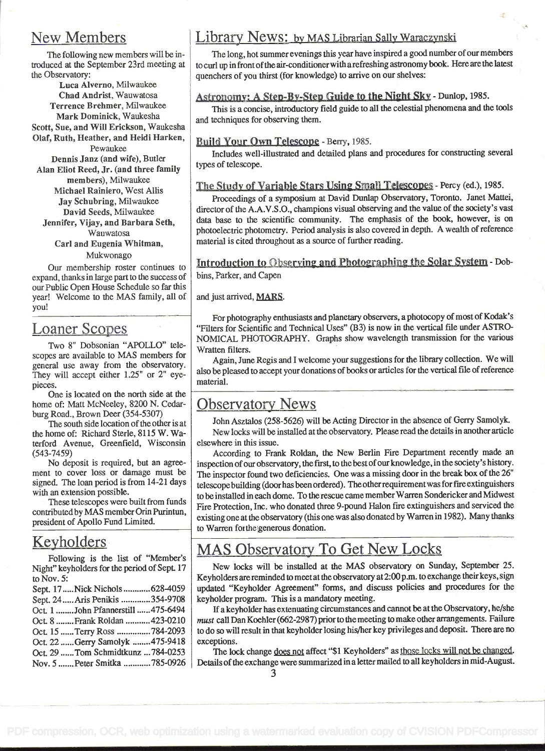## New Members

The following new members will be introduced at the September 23rd meeting at the Observatory:

**Luca Alverno**, Milwaukee
**Chad Andrist**, Wauwatosa
**Terrence Brehmer**, Milwaukee
**Mark Dominick**, Waukesha
**Scott, Sue, and Will Erickson**, Waukesha
**Olaf, Ruth, Heather, and Heidi Harken**, Pewaukee
**Dennis Janz (and wife)**, Butler
**Alan Eliot Reed, Jr. (and three family members)**, Milwaukee
**Michael Rainiero**, West Allis
**Jay Schubring**, Milwaukee
**David Seeds**, Milwaukee
**Jennifer, Vijay, and Barbara Seth**, Wauwatosa
**Carl and Eugenia Whitman**, Mukwonago

Our membership roster continues to expand, thanks in large part to the success of our Public Open House Schedule so far this year! Welcome to the MAS family, all of you!

## Loaner Scopes

Two 8" Dobsonian "APOLLO" telescopes are available to MAS members for general use away from the observatory. They will accept either 1.25" or 2" eyepieces.

One is located on the north side at the home of: Matt McNeeley, 8200 N. Cedarburg Road., Brown Deer (354-5307)

The south side location of the other is at the home of: Richard Sterle, 8115 W. Waterford Avenue, Greenfield, Wisconsin (543-7459)

No deposit is required, but an agreement to cover loss or damage must be signed. The loan period is from 14-21 days with an extension possible.

These telescopes were built from funds contributed by MAS member Orin Purintun, president of Apollo Fund Limited.

## Keyholders

Following is the list of "Member's Night" keyholders for the period of Sept. 17 to Nov. 5:

Sept. 17 ..... Nick Nichols ............ 628-4059
Sept. 24 ..... Aris Penikis ............. 354-9708
Oct. 1 ........ John Pfannerstill ...... 475-6494
Oct. 8 ........ Frank Roldan ........... 423-0210
Oct. 15 ...... Terry Ross ............... 784-2093
Oct. 22 ...... Gerry Samolyk ........ 475-9418
Oct. 29 ...... Tom Schmidtkunz ... 784-0253
Nov. 5 ....... Peter Smitka ............ 785-0926

## Library News: by MAS Librarian Sally Waraczynski

The long, hot summer evenings this year have inspired a good number of our members to curl up in front of the air-conditioner with a refreshing astronomy book. Here are the latest quenchers of you thirst (for knowledge) to arrive on our shelves:

**Astronomy: A Step-By-Step Guide to the Night Sky** - Dunlop, 1985.

This is a concise, introductory field guide to all the celestial phenomena and the tools and techniques for observing them.

**Build Your Own Telescope** - Berry, 1985.

Includes well-illustrated and detailed plans and procedures for constructing several types of telescope.

**The Study of Variable Stars Using Small Telescopes** - Percy (ed.), 1985.

Proceedings of a symposium at David Dunlap Observatory, Toronto. Janet Mattei, director of the A.A.V.S.O., champions visual observing and the value of the society's vast data base to the scientific community. The emphasis of the book, however, is on photoelectric photometry. Period analysis is also covered in depth. A wealth of reference material is cited throughout as a source of further reading.

**Introduction to Observing and Photographing the Solar System** - Dobbins, Parker, and Capen

and just arrived, **MARS**.

For photography enthusiasts and planetary observers, a photocopy of most of Kodak's "Filters for Scientific and Technical Uses" (B3) is now in the vertical file under ASTRONOMICAL PHOTOGRAPHY. Graphs show wavelength transmission for the various Wratten filters.

Again, June Regis and I welcome your suggestions for the library collection. We will also be pleased to accept your donations of books or articles for the vertical file of reference material.

## Observatory News

John Asztalos (258-5626) will be Acting Director in the absence of Gerry Samolyk.

New locks will be installed at the observatory. Please read the details in another article elsewhere in this issue.

According to Frank Roldan, the New Berlin Fire Department recently made an inspection of our observatory, the first, to the best of our knowledge, in the society's history. The inspector found two deficiencies. One was a missing door in the break box of the 26" telescope building (door has been ordered). The other requirement was for fire extinguishers to be installed in each dome. To the rescue came member Warren Sondericker and Midwest Fire Protection, Inc. who donated three 9-pound Halon fire extinguishers and serviced the existing one at the observatory (this one was also donated by Warren in 1982). Many thanks to Warren for the generous donation.

## MAS Observatory To Get New Locks

New locks will be installed at the MAS observatory on Sunday, September 25. Keyholders are reminded to meet at the observatory at 2:00 p.m. to exchange their keys, sign updated "Keyholder Agreement" forms, and discuss policies and procedures for the keyholder program. This is a mandatory meeting.

If a keyholder has extenuating circumstances and cannot be at the Observatory, he/she *must* call Dan Koehler (662-2987) prior to the meeting to make other arrangements. Failure to do so will result in that keyholder losing his/her key privileges and deposit. There are no exceptions.

The lock change does not affect "$1 Keyholders" as those locks will not be changed. Details of the exchange were summarized in a letter mailed to all keyholders in mid-August.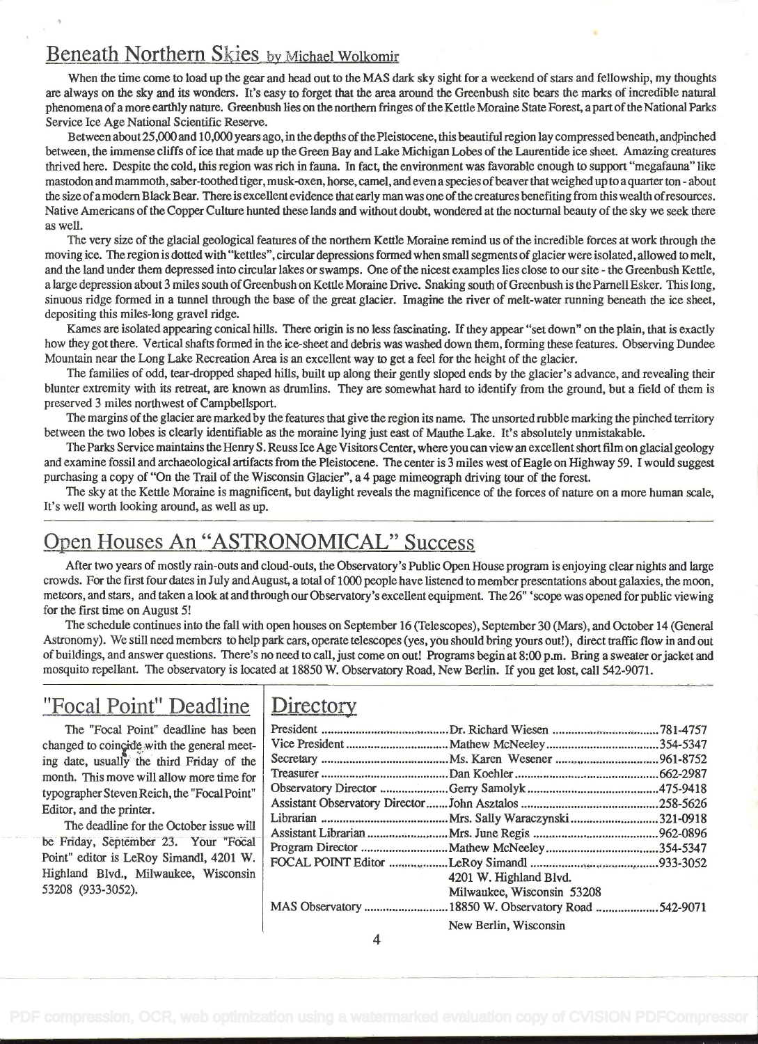## Beneath Northern Skies by Michael Wolkomir

When the time come to load up the gear and head out to the MAS dark sky sight for a weekend of stars and fellowship, my thoughts are always on the sky and its wonders. It's easy to forget that the area around the Greenbush site bears the marks of incredible natural phenomena of a more earthly nature. Greenbush lies on the northern fringes of the Kettle Moraine State Forest, a part of the National Parks Service Ice Age National Scientific Reserve.

Between about 25,000 and 10,000 years ago, in the depths of the Pleistocene, this beautiful region lay compressed beneath, andpinched between, the immense cliffs of ice that made up the Green Bay and Lake Michigan Lobes of the Laurentide ice sheet. Amazing creatures thrived here. Despite the cold, this region was rich in fauna. In fact, the environment was favorable enough to support "megafauna" like mastodon and mammoth, saber-toothed tiger, musk-oxen, horse, camel, and even a species of beaver that weighed up to a quarter ton - about the size of a modern Black Bear. There is excellent evidence that early man was one of the creatures benefiting from this wealth of resources. Native Americans of the Copper Culture hunted these lands and without doubt, wondered at the nocturnal beauty of the sky we seek there as well.

The very size of the glacial geological features of the northern Kettle Moraine remind us of the incredible forces at work through the moving ice. The region is dotted with "kettles", circular depressions formed when small segments of glacier were isolated, allowed to melt, and the land under them depressed into circular lakes or swamps. One of the nicest examples lies close to our site - the Greenbush Kettle, a large depression about 3 miles south of Greenbush on Kettle Moraine Drive. Snaking south of Greenbush is the Parnell Esker. This long, sinuous ridge formed in a tunnel through the base of the great glacier. Imagine the river of melt-water running beneath the ice sheet, depositing this miles-long gravel ridge.

Kames are isolated appearing conical hills. There origin is no less fascinating. If they appear "set down" on the plain, that is exactly how they got there. Vertical shafts formed in the ice-sheet and debris was washed down them, forming these features. Observing Dundee Mountain near the Long Lake Recreation Area is an excellent way to get a feel for the height of the glacier.

The families of odd, tear-dropped shaped hills, built up along their gently sloped ends by the glacier's advance, and revealing their blunter extremity with its retreat, are known as drumlins. They are somewhat hard to identify from the ground, but a field of them is preserved 3 miles northwest of Campbellsport.

The margins of the glacier are marked by the features that give the region its name. The unsorted rubble marking the pinched territory between the two lobes is clearly identifiable as the moraine lying just east of Mauthe Lake. It's absolutely unmistakable.

The Parks Service maintains the Henry S. Reuss Ice Age Visitors Center, where you can view an excellent short film on glacial geology and examine fossil and archaeological artifacts from the Pleistocene. The center is 3 miles west of Eagle on Highway 59. I would suggest purchasing a copy of "On the Trail of the Wisconsin Glacier", a 4 page mimeograph driving tour of the forest.

The sky at the Kettle Moraine is magnificent, but daylight reveals the magnificence of the forces of nature on a more human scale, It's well worth looking around, as well as up.

## Open Houses An "ASTRONOMICAL" Success

After two years of mostly rain-outs and cloud-outs, the Observatory's Public Open House program is enjoying clear nights and large crowds. For the first four dates in July and August, a total of 1000 people have listened to member presentations about galaxies, the moon, meteors, and stars, and taken a look at and through our Observatory's excellent equipment. The 26" 'scope was opened for public viewing for the first time on August 5!

The schedule continues into the fall with open houses on September 16 (Telescopes), September 30 (Mars), and October 14 (General Astronomy). We still need members to help park cars, operate telescopes (yes, you should bring yours out!), direct traffic flow in and out of buildings, and answer questions. There's no need to call, just come on out! Programs begin at 8:00 p.m. Bring a sweater or jacket and mosquito repellant. The observatory is located at 18850 W. Observatory Road, New Berlin. If you get lost, call 542-9071.

## "Focal Point" Deadline

The "Focal Point" deadline has been changed to coincide with the general meeting date, usually the third Friday of the month. This move will allow more time for typographer Steven Reich, the "Focal Point" Editor, and the printer.

The deadline for the October issue will be Friday, September 23. Your "Focal Point" editor is LeRoy Simandl, 4201 W. Highland Blvd., Milwaukee, Wisconsin 53208 (933-3052).

## Directory

| | | |
|---|---|---|
| President | Dr. Richard Wiesen | 781-4757 |
| Vice President | Mathew McNeeley | 354-5347 |
| Secretary | Ms. Karen Wesener | 961-8752 |
| Treasurer | Dan Koehler | 662-2987 |
| Observatory Director | Gerry Samolyk | 475-9418 |
| Assistant Observatory Director | John Asztalos | 258-5626 |
| Librarian | Mrs. Sally Waraczynski | 321-0918 |
| Assistant Librarian | Mrs. June Regis | 962-0896 |
| Program Director | Mathew McNeeley | 354-5347 |
| FOCAL POINT Editor | LeRoy Simandl<br>4201 W. Highland Blvd.<br>Milwaukee, Wisconsin 53208 | 933-3052 |
| MAS Observatory | 18850 W. Observatory Road<br>New Berlin, Wisconsin | 542-9071 |